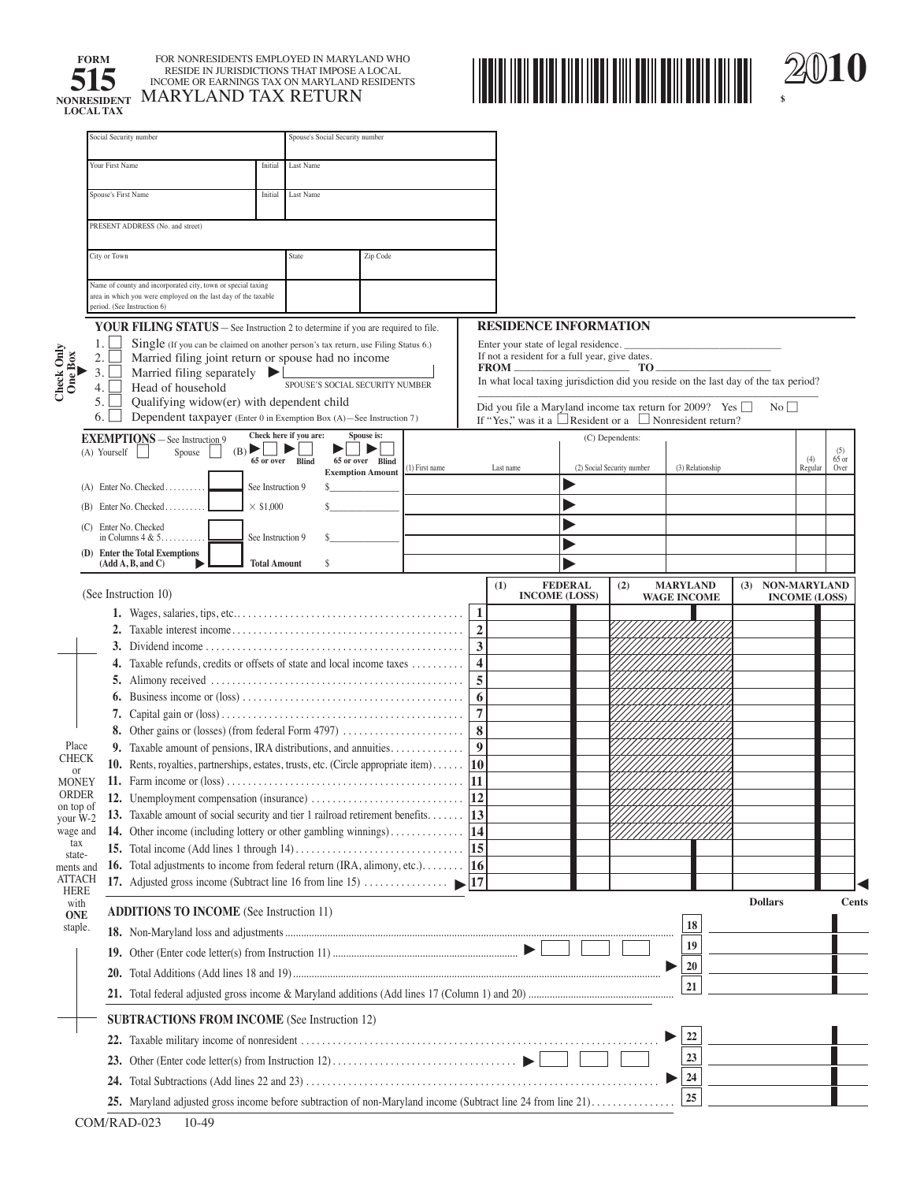**FORM 515**
**NONRESIDENT LOCAL TAX**

FOR NONRESIDENTS EMPLOYED IN MARYLAND WHO RESIDE IN JURISDICTIONS THAT IMPOSE A LOCAL INCOME OR EARNINGS TAX ON MARYLAND RESIDENTS

# MARYLAND TAX RETURN

# 2010

$

| Social Security number | | Spouse's Social Security number | |
|---|---|---|---|
| Your First Name | Initial | Last Name | |
| Spouse's First Name | Initial | Last Name | |
| PRESENT ADDRESS (No. and street) | | | |
| City or Town | | State | Zip Code |
| Name of county and incorporated city, town or special taxing area in which you were employed on the last day of the taxable period. (See Instruction 6) | | | |

## YOUR FILING STATUS — See Instruction 2 to determine if you are required to file.

Check Only One Box

1. ☐ Single (If you can be claimed on another person's tax return, use Filing Status 6.)
2. ☐ Married filing joint return or spouse had no income
3. ☐ Married filing separately ▶ ______ SPOUSE'S SOCIAL SECURITY NUMBER
4. ☐ Head of household
5. ☐ Qualifying widow(er) with dependent child
6. ☐ Dependent taxpayer (Enter 0 in Exemption Box (A)—See Instruction 7)

## RESIDENCE INFORMATION

Enter your state of legal residence. ______________________

If not a resident for a full year, give dates.
FROM ______________ TO ______________

In what local taxing jurisdiction did you reside on the last day of the tax period?
______________________

Did you file a Maryland income tax return for 2009? Yes ☐ No ☐
If "Yes," was it a ☐ Resident or a ☐ Nonresident return?

## EXEMPTIONS — See Instruction 9

(A) Yourself ☐ Spouse ☐

(B) Check here if you are: ▶ ☐ 65 or over ▶ ☐ Blind — Spouse is: ▶ ☐ 65 or over ▶ ☐ Blind

| | | | Exemption Amount |
|---|---|---|---|
| (A) Enter No. Checked | | See Instruction 9 | $ |
| (B) Enter No. Checked | | × $1,000 | $ |
| (C) Enter No. Checked in Columns 4 & 5 | | See Instruction 9 | $ |
| **(D) Enter the Total Exemptions (Add A, B, and C)** ▶ | | **Total Amount** | $ |

(C) Dependents:

| (1) First name | Last name | (2) Social Security number | (3) Relationship | (4) Regular | (5) 65 or Over |
|---|---|---|---|---|---|
| | | ▶ | | | |
| | | ▶ | | | |
| | | ▶ | | | |
| | | ▶ | | | |
| | | ▶ | | | |

(See Instruction 10)

| | | (1) FEDERAL INCOME (LOSS) | (2) MARYLAND WAGE INCOME | (3) NON-MARYLAND INCOME (LOSS) |
|---|---|---|---|---|
| **1.** Wages, salaries, tips, etc. | 1 | | | |
| **2.** Taxable interest income | 2 | | | |
| **3.** Dividend income | 3 | | | |
| **4.** Taxable refunds, credits or offsets of state and local income taxes | 4 | | | |
| **5.** Alimony received | 5 | | | |
| **6.** Business income or (loss) | 6 | | | |
| **7.** Capital gain or (loss) | 7 | | | |
| **8.** Other gains or (losses) (from federal Form 4797) | 8 | | | |
| **9.** Taxable amount of pensions, IRA distributions, and annuities | 9 | | | |
| **10.** Rents, royalties, partnerships, estates, trusts, etc. (Circle appropriate item) | 10 | | | |
| **11.** Farm income or (loss) | 11 | | | |
| **12.** Unemployment compensation (insurance) | 12 | | | |
| **13.** Taxable amount of social security and tier 1 railroad retirement benefits | 13 | | | |
| **14.** Other income (including lottery or other gambling winnings) | 14 | | | |
| **15.** Total income (Add lines 1 through 14) | 15 | | | |
| **16.** Total adjustments to income from federal return (IRA, alimony, etc.) | 16 | | | |
| **17.** Adjusted gross income (Subtract line 16 from line 15) ▶ | 17 | | | |

Place CHECK or MONEY ORDER on top of your W-2 wage and tax statements and ATTACH HERE with **ONE** staple.

### ADDITIONS TO INCOME (See Instruction 11)

| | | Dollars | Cents |
|---|---|---|---|
| **18.** Non-Maryland loss and adjustments | 18 | | |
| **19.** Other (Enter code letter(s) from Instruction 11) ▶ | 19 | | |
| **20.** Total Additions (Add lines 18 and 19) ▶ | 20 | | |
| **21.** Total federal adjusted gross income & Maryland additions (Add lines 17 (Column 1) and 20) | 21 | | |

### SUBTRACTIONS FROM INCOME (See Instruction 12)

| | | Dollars | Cents |
|---|---|---|---|
| **22.** Taxable military income of nonresident ▶ | 22 | | |
| **23.** Other (Enter code letter(s) from Instruction 12) ▶ | 23 | | |
| **24.** Total Subtractions (Add lines 22 and 23) ▶ | 24 | | |
| **25.** Maryland adjusted gross income before subtraction of non-Maryland income (Subtract line 24 from line 21) | 25 | | |

COM/RAD-023 10-49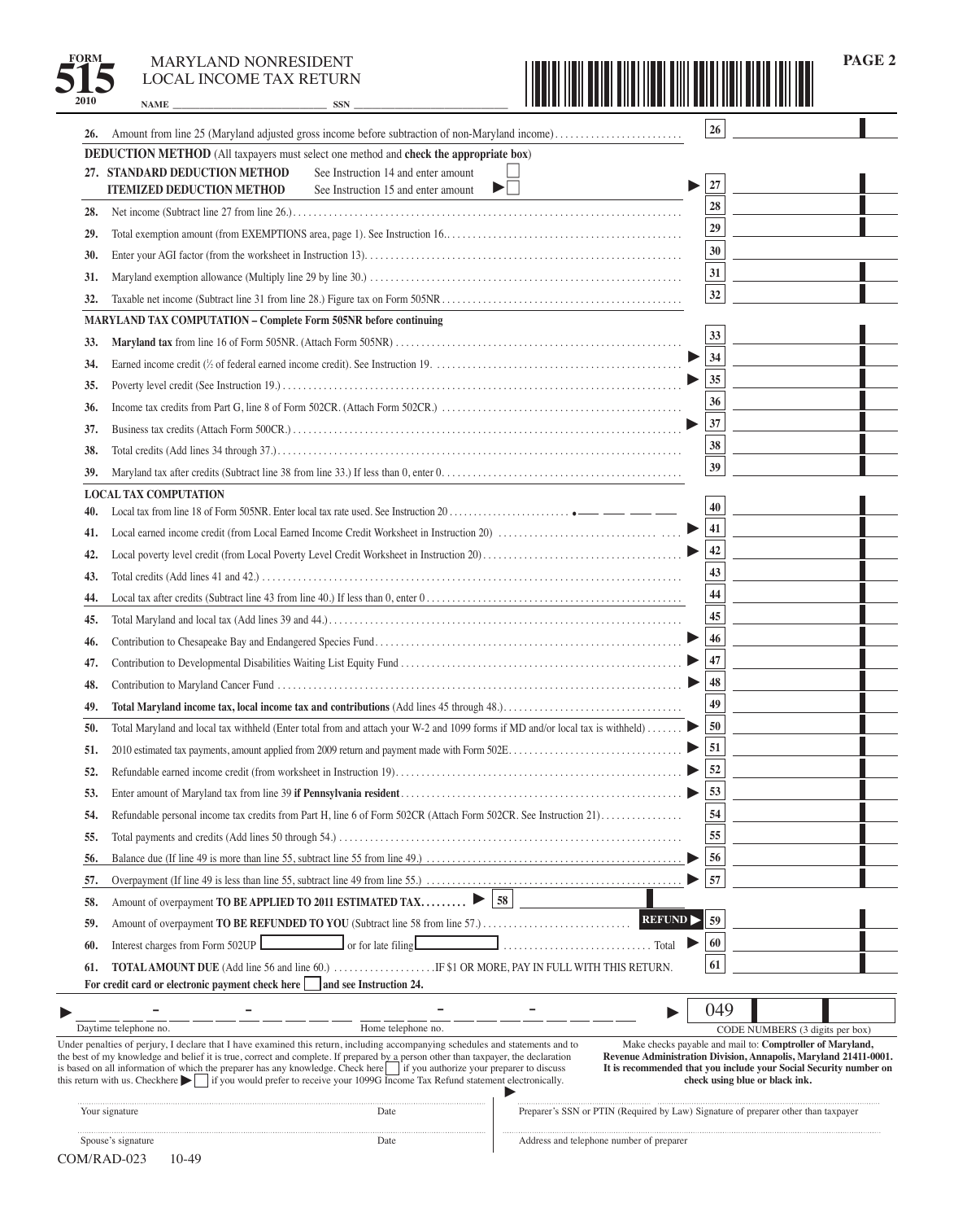FORM **515** 2010

MARYLAND NONRESIDENT
LOCAL INCOME TAX RETURN

**PAGE 2**

NAME ______________________________ SSN ______________________________

26. Amount from line 25 (Maryland adjusted gross income before subtraction of non-Maryland income) .......... **26** ____________

**DEDUCTION METHOD** (All taxpayers must select one method and **check the appropriate box**)

27. **STANDARD DEDUCTION METHOD** See Instruction 14 and enter amount ☐
**ITEMIZED DEDUCTION METHOD** See Instruction 15 and enter amount ► ☐ .......... ► **27** ____________

28. Net income (Subtract line 27 from line 26.) .......... **28** ____________

29. Total exemption amount (from EXEMPTIONS area, page 1). See Instruction 16. .......... **29** ____________

30. Enter your AGI factor (from the worksheet in Instruction 13) .......... **30** ____________

31. Maryland exemption allowance (Multiply line 29 by line 30.) .......... **31** ____________

32. Taxable net income (Subtract line 31 from line 28.) Figure tax on Form 505NR .......... **32** ____________

**MARYLAND TAX COMPUTATION – Complete Form 505NR before continuing**

33. **Maryland tax** from line 16 of Form 505NR. (Attach Form 505NR) .......... **33** ____________

34. Earned income credit (½ of federal earned income credit). See Instruction 19. .......... ► **34** ____________

35. Poverty level credit (See Instruction 19.) .......... ► **35** ____________

36. Income tax credits from Part G, line 8 of Form 502CR. (Attach Form 502CR.) .......... **36** ____________

37. Business tax credits (Attach Form 500CR.) .......... ► **37** ____________

38. Total credits (Add lines 34 through 37.) .......... **38** ____________

39. Maryland tax after credits (Subtract line 38 from line 33.) If less than 0, enter 0. .......... **39** ____________

**LOCAL TAX COMPUTATION**

40. Local tax from line 18 of Form 505NR. Enter local tax rate used. See Instruction 20 .......... • ___ ___ ___ ___ **40** ____________

41. Local earned income credit (from Local Earned Income Credit Worksheet in Instruction 20) .......... ► **41** ____________

42. Local poverty level credit (from Local Poverty Level Credit Worksheet in Instruction 20) .......... ► **42** ____________

43. Total credits (Add lines 41 and 42.) .......... **43** ____________

44. Local tax after credits (Subtract line 43 from line 40.) If less than 0, enter 0 .......... **44** ____________

45. Total Maryland and local tax (Add lines 39 and 44.) .......... **45** ____________

46. Contribution to Chesapeake Bay and Endangered Species Fund .......... ► **46** ____________

47. Contribution to Developmental Disabilities Waiting List Equity Fund .......... ► **47** ____________

48. Contribution to Maryland Cancer Fund .......... ► **48** ____________

49. **Total Maryland income tax, local income tax and contributions** (Add lines 45 through 48.) .......... **49** ____________

50. Total Maryland and local tax withheld (Enter total from and attach your W-2 and 1099 forms if MD and/or local tax is withheld) .......... ► **50** ____________

51. 2010 estimated tax payments, amount applied from 2009 return and payment made with Form 502E .......... ► **51** ____________

52. Refundable earned income credit (from worksheet in Instruction 19) .......... ► **52** ____________

53. Enter amount of Maryland tax from line 39 **if Pennsylvania resident** .......... ► **53** ____________

54. Refundable personal income tax credits from Part H, line 6 of Form 502CR (Attach Form 502CR. See Instruction 21) .......... **54** ____________

55. Total payments and credits (Add lines 50 through 54.) .......... **55** ____________

56. Balance due (If line 49 is more than line 55, subtract line 55 from line 49.) .......... ► **56** ____________

57. Overpayment (If line 49 is less than line 55, subtract line 49 from line 55.) .......... ► **57** ____________

58. Amount of overpayment **TO BE APPLIED TO 2011 ESTIMATED TAX** .......... ► **58** ____________

59. Amount of overpayment **TO BE REFUNDED TO YOU** (Subtract line 58 from line 57.) .......... **REFUND** ► **59** ____________

60. Interest charges from Form 502UP ____________ or for late filing ____________ .......... Total ► **60** ____________

61. **TOTAL AMOUNT DUE** (Add line 56 and line 60.) .......... IF $1 OR MORE, PAY IN FULL WITH THIS RETURN. **61** ____________

**For credit card or electronic payment check here** ☐ **and see Instruction 24.**

► ___ ___ ___ - ___ ___ ___ - ___ ___ ___ ___ &nbsp;&nbsp; ___ ___ ___ - ___ ___ ___ - ___ ___ ___ ___ &nbsp;&nbsp; ► 049 ____ ____

Daytime telephone no. &nbsp;&nbsp; Home telephone no. &nbsp;&nbsp; CODE NUMBERS (3 digits per box)

Under penalties of perjury, I declare that I have examined this return, including accompanying schedules and statements and to the best of my knowledge and belief it is true, correct and complete. If prepared by a person other than taxpayer, the declaration is based on all information of which the preparer has any knowledge. Check here ☐ if you authorize your preparer to discuss this return with us. Checkhere ► ☐ if you would prefer to receive your 1099G Income Tax Refund statement electronically.

Make checks payable and mail to: **Comptroller of Maryland, Revenue Administration Division, Annapolis, Maryland 21411-0001. It is recommended that you include your Social Security number on check using blue or black ink.**

Your signature ____________ Date ____________

Spouse's signature ____________ Date ____________

► Preparer's SSN or PTIN (Required by Law) Signature of preparer other than taxpayer

Address and telephone number of preparer

COM/RAD-023 10-49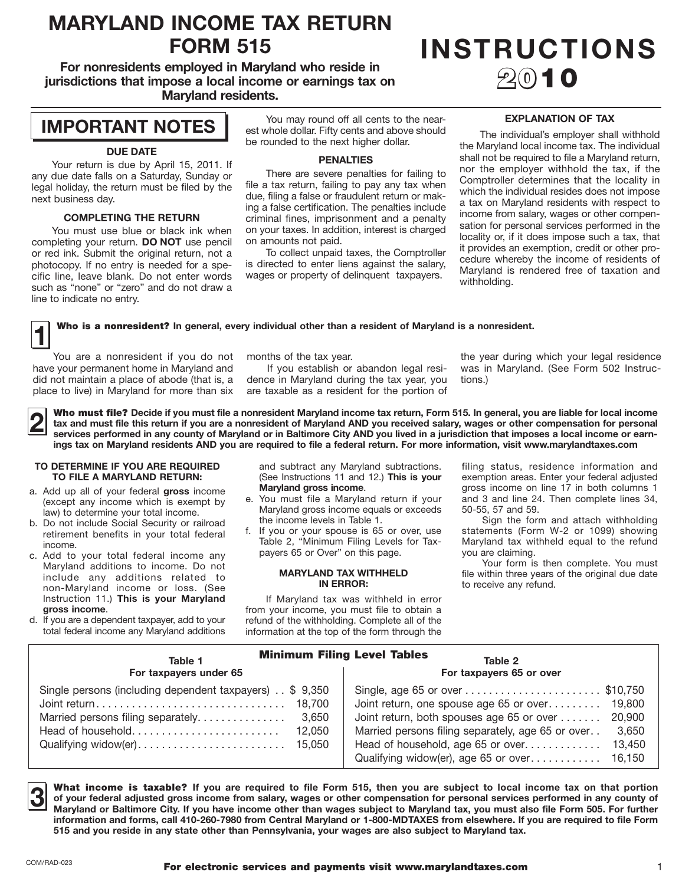# MARYLAND INCOME TAX RETURN FORM 515

**For nonresidents employed in Maryland who reside in jurisdictions that impose a local income or earnings tax on Maryland residents.**

# INSTRUCTIONS 2010

## IMPORTANT NOTES

### DUE DATE

Your return is due by April 15, 2011. If any due date falls on a Saturday, Sunday or legal holiday, the return must be filed by the next business day.

### COMPLETING THE RETURN

You must use blue or black ink when completing your return. **DO NOT** use pencil or red ink. Submit the original return, not a photocopy. If no entry is needed for a specific line, leave blank. Do not enter words such as "none" or "zero" and do not draw a line to indicate no entry.

You may round off all cents to the nearest whole dollar. Fifty cents and above should be rounded to the next higher dollar.

### PENALTIES

There are severe penalties for failing to file a tax return, failing to pay any tax when due, filing a false or fraudulent return or making a false certification. The penalties include criminal fines, imprisonment and a penalty on your taxes. In addition, interest is charged on amounts not paid.

To collect unpaid taxes, the Comptroller is directed to enter liens against the salary, wages or property of delinquent taxpayers.

### EXPLANATION OF TAX

The individual's employer shall withhold the Maryland local income tax. The individual shall not be required to file a Maryland return, nor the employer withhold the tax, if the Comptroller determines that the locality in which the individual resides does not impose a tax on Maryland residents with respect to income from salary, wages or other compensation for personal services performed in the locality or, if it does impose such a tax, that it provides an exemption, credit or other procedure whereby the income of residents of Maryland is rendered free of taxation and withholding.

## 1 Who is a nonresident? In general, every individual other than a resident of Maryland is a nonresident.

You are a nonresident if you do not have your permanent home in Maryland and did not maintain a place of abode (that is, a place to live) in Maryland for more than six months of the tax year.

If you establish or abandon legal residence in Maryland during the tax year, you are taxable as a resident for the portion of the year during which your legal residence was in Maryland. (See Form 502 Instructions.)

## 2 Who must file? Decide if you must file a nonresident Maryland income tax return, Form 515. In general, you are liable for local income tax and must file this return if you are a nonresident of Maryland AND you received salary, wages or other compensation for personal services performed in any county of Maryland or in Baltimore City AND you lived in a jurisdiction that imposes a local income or earnings tax on Maryland residents AND you are required to file a federal return. For more information, visit www.marylandtaxes.com

### TO DETERMINE IF YOU ARE REQUIRED TO FILE A MARYLAND RETURN:

a. Add up all of your federal **gross** income (except any income which is exempt by law) to determine your total income.

b. Do not include Social Security or railroad retirement benefits in your total federal income.

c. Add to your total federal income any Maryland additions to income. Do not include any additions related to non-Maryland income or loss. (See Instruction 11.) **This is your Maryland gross income**.

d. If you are a dependent taxpayer, add to your total federal income any Maryland additions and subtract any Maryland subtractions. (See Instructions 11 and 12.) **This is your Maryland gross income**.

e. You must file a Maryland return if your Maryland gross income equals or exceeds the income levels in Table 1.

f. If you or your spouse is 65 or over, use Table 2, "Minimum Filing Levels for Taxpayers 65 or Over" on this page.

### MARYLAND TAX WITHHELD IN ERROR:

If Maryland tax was withheld in error from your income, you must file to obtain a refund of the withholding. Complete all of the information at the top of the form through the filing status, residence information and exemption areas. Enter your federal adjusted gross income on line 17 in both columns 1 and 3 and line 24. Then complete lines 34, 50-55, 57 and 59.

Sign the form and attach withholding statements (Form W-2 or 1099) showing Maryland tax withheld equal to the refund you are claiming.

Your form is then complete. You must file within three years of the original due date to receive any refund.

### Minimum Filing Level Tables

| Table 1 For taxpayers under 65 | |
|---|---|
| Single persons (including dependent taxpayers) | $ 9,350 |
| Joint return | 18,700 |
| Married persons filing separately | 3,650 |
| Head of household | 12,050 |
| Qualifying widow(er) | 15,050 |

| Table 2 For taxpayers 65 or over | |
|---|---|
| Single, age 65 or over | $10,750 |
| Joint return, one spouse age 65 or over | 19,800 |
| Joint return, both spouses age 65 or over | 20,900 |
| Married persons filing separately, age 65 or over | 3,650 |
| Head of household, age 65 or over | 13,450 |
| Qualifying widow(er), age 65 or over | 16,150 |

## 3 What income is taxable? If you are required to file Form 515, then you are subject to local income tax on that portion of your federal adjusted gross income from salary, wages or other compensation for personal services performed in any county of Maryland or Baltimore City. If you have income other than wages subject to Maryland tax, you must also file Form 505. For further information and forms, call 410-260-7980 from Central Maryland or 1-800-MDTAXES from elsewhere. If you are required to file Form 515 and you reside in any state other than Pennsylvania, your wages are also subject to Maryland tax.

COM/RAD-023

**For electronic services and payments visit www.marylandtaxes.com**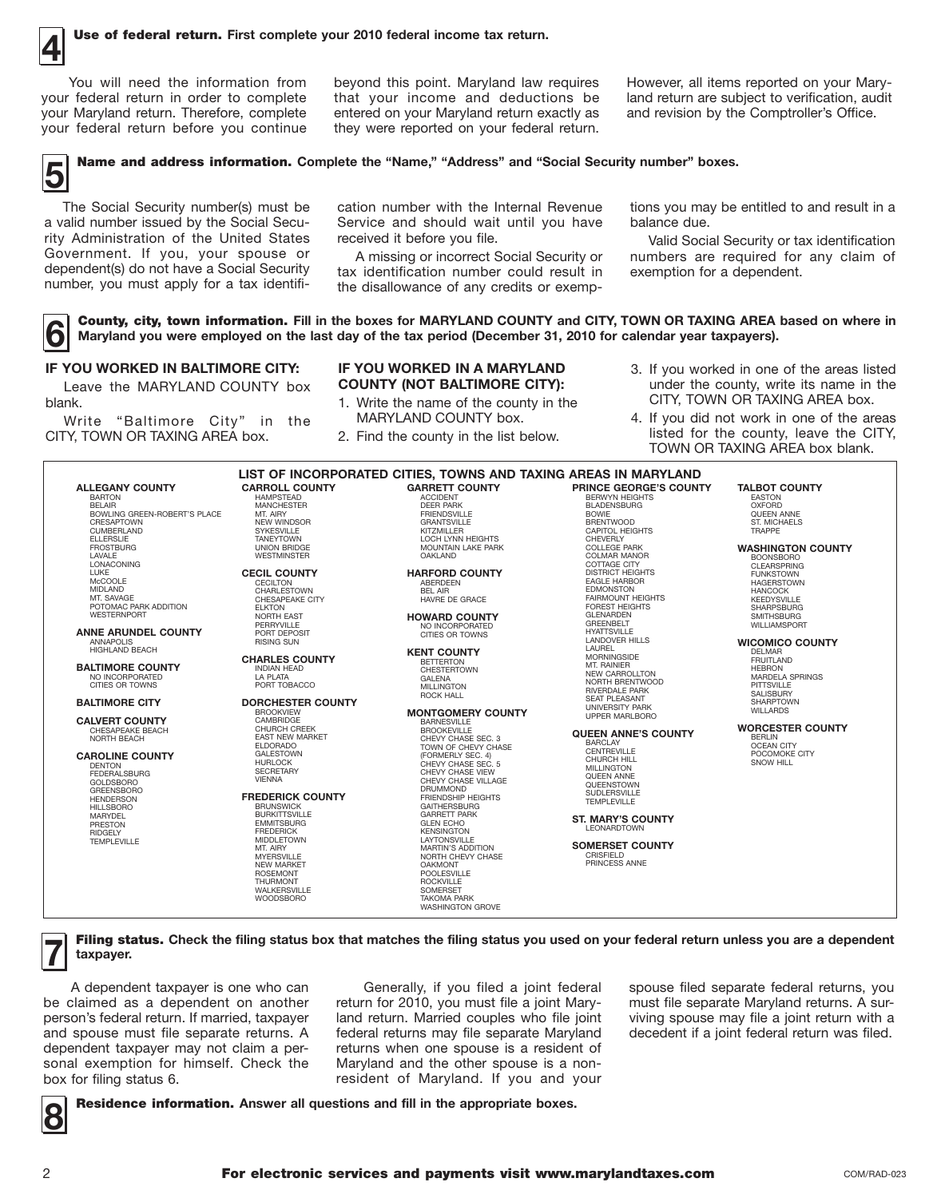## 4 Use of federal return. First complete your 2010 federal income tax return.

You will need the information from your federal return in order to complete your Maryland return. Therefore, complete your federal return before you continue beyond this point. Maryland law requires that your income and deductions be entered on your Maryland return exactly as they were reported on your federal return. However, all items reported on your Maryland return are subject to verification, audit and revision by the Comptroller's Office.

## 5 Name and address information. Complete the "Name," "Address" and "Social Security number" boxes.

The Social Security number(s) must be a valid number issued by the Social Security Administration of the United States Government. If you, your spouse or dependent(s) do not have a Social Security number, you must apply for a tax identification number with the Internal Revenue Service and should wait until you have received it before you file.

A missing or incorrect Social Security or tax identification number could result in the disallowance of any credits or exemptions you may be entitled to and result in a balance due.

Valid Social Security or tax identification numbers are required for any claim of exemption for a dependent.

## 6 County, city, town information. Fill in the boxes for MARYLAND COUNTY and CITY, TOWN OR TAXING AREA based on where in Maryland you were employed on the last day of the tax period (December 31, 2010 for calendar year taxpayers).

**IF YOU WORKED IN BALTIMORE CITY:**

Leave the MARYLAND COUNTY box blank.

Write "Baltimore City" in the CITY, TOWN OR TAXING AREA box.

**IF YOU WORKED IN A MARYLAND COUNTY (NOT BALTIMORE CITY):**

1. Write the name of the county in the MARYLAND COUNTY box.
2. Find the county in the list below.
3. If you worked in one of the areas listed under the county, write its name in the CITY, TOWN OR TAXING AREA box.
4. If you did not work in one of the areas listed for the county, leave the CITY, TOWN OR TAXING AREA box blank.

### LIST OF INCORPORATED CITIES, TOWNS AND TAXING AREAS IN MARYLAND

**ALLEGANY COUNTY**
BARTON
BELAIR
BOWLING GREEN-ROBERT'S PLACE
CRESAPTOWN
CUMBERLAND
ELLERSLIE
FROSTBURG
LAVALE
LONACONING
LUKE
McCOOLE
MIDLAND
MT. SAVAGE
POTOMAC PARK ADDITION
WESTERNPORT

**ANNE ARUNDEL COUNTY**
ANNAPOLIS
HIGHLAND BEACH

**BALTIMORE COUNTY**
NO INCORPORATED CITIES OR TOWNS

**BALTIMORE CITY**

**CALVERT COUNTY**
CHESAPEAKE BEACH
NORTH BEACH

**CAROLINE COUNTY**
DENTON
FEDERALSBURG
GOLDSBORO
GREENSBORO
HENDERSON
HILLSBORO
MARYDEL
PRESTON
RIDGELY
TEMPLEVILLE

**CARROLL COUNTY**
HAMPSTEAD
MANCHESTER
MT. AIRY
NEW WINDSOR
SYKESVILLE
TANEYTOWN
UNION BRIDGE
WESTMINSTER

**CECIL COUNTY**
CECILTON
CHARLESTOWN
CHESAPEAKE CITY
ELKTON
NORTH EAST
PERRYVILLE
PORT DEPOSIT
RISING SUN

**CHARLES COUNTY**
INDIAN HEAD
LA PLATA
PORT TOBACCO

**DORCHESTER COUNTY**
BROOKVIEW
CAMBRIDGE
CHURCH CREEK
EAST NEW MARKET
ELDORADO
GALESTOWN
HURLOCK
SECRETARY
VIENNA

**FREDERICK COUNTY**
BRUNSWICK
BURKITTSVILLE
EMMITSBURG
FREDERICK
MIDDLETOWN
MT. AIRY
MYERSVILLE
NEW MARKET
ROSEMONT
THURMONT
WALKERSVILLE
WOODSBORO

**GARRETT COUNTY**
ACCIDENT
DEER PARK
FRIENDSVILLE
GRANTSVILLE
KITZMILLER
LOCH LYNN HEIGHTS
MOUNTAIN LAKE PARK
OAKLAND

**HARFORD COUNTY**
ABERDEEN
BEL AIR
HAVRE DE GRACE

**HOWARD COUNTY**
NO INCORPORATED CITIES OR TOWNS

**KENT COUNTY**
BETTERTON
CHESTERTOWN
GALENA
MILLINGTON
ROCK HALL

**MONTGOMERY COUNTY**
BARNESVILLE
BROOKEVILLE
CHEVY CHASE SEC. 3
TOWN OF CHEVY CHASE (FORMERLY SEC. 4)
CHEVY CHASE SEC. 5
CHEVY CHASE VIEW
CHEVY CHASE VILLAGE
DRUMMOND
FRIENDSHIP HEIGHTS
GAITHERSBURG
GARRETT PARK
GLEN ECHO
KENSINGTON
LAYTONSVILLE
MARTIN'S ADDITION
NORTH CHEVY CHASE
OAKMONT
POOLESVILLE
ROCKVILLE
SOMERSET
TAKOMA PARK
WASHINGTON GROVE

**PRINCE GEORGE'S COUNTY**
BERWYN HEIGHTS
BLADENSBURG
BOWIE
BRENTWOOD
CAPITOL HEIGHTS
CHEVERLY
COLLEGE PARK
COLMAR MANOR
COTTAGE CITY
DISTRICT HEIGHTS
EAGLE HARBOR
EDMONSTON
FAIRMOUNT HEIGHTS
FOREST HEIGHTS
GLENARDEN
GREENBELT
HYATTSVILLE
LANDOVER HILLS
LAUREL
MORNINGSIDE
MT. RAINIER
NEW CARROLLTON
NORTH BRENTWOOD
RIVERDALE PARK
SEAT PLEASANT
UNIVERSITY PARK
UPPER MARLBORO

**QUEEN ANNE'S COUNTY**
BARCLAY
CENTREVILLE
CHURCH HILL
MILLINGTON
QUEEN ANNE
QUEENSTOWN
SUDLERSVILLE
TEMPLEVILLE

**ST. MARY'S COUNTY**
LEONARDTOWN

**SOMERSET COUNTY**
CRISFIELD
PRINCESS ANNE

**TALBOT COUNTY**
EASTON
OXFORD
QUEEN ANNE
ST. MICHAELS
TRAPPE

**WASHINGTON COUNTY**
BOONSBORO
CLEARSPRING
FUNKSTOWN
HAGERSTOWN
HANCOCK
KEEDYSVILLE
SHARPSBURG
SMITHSBURG
WILLIAMSPORT

**WICOMICO COUNTY**
DELMAR
FRUITLAND
HEBRON
MARDELA SPRINGS
PITTSVILLE
SALISBURY
SHARPTOWN
WILLARDS

**WORCESTER COUNTY**
BERLIN
OCEAN CITY
POCOMOKE CITY
SNOW HILL

## 7 Filing status. Check the filing status box that matches the filing status you used on your federal return unless you are a dependent taxpayer.

A dependent taxpayer is one who can be claimed as a dependent on another person's federal return. If married, taxpayer and spouse must file separate returns. A dependent taxpayer may not claim a personal exemption for himself. Check the box for filing status 6.

Generally, if you filed a joint federal return for 2010, you must file a joint Maryland return. Married couples who file joint federal returns may file separate Maryland returns when one spouse is a resident of Maryland and the other spouse is a nonresident of Maryland. If you and your spouse filed separate federal returns, you must file separate Maryland returns. A surviving spouse may file a joint return with a decedent if a joint federal return was filed.

## 8 Residence information. Answer all questions and fill in the appropriate boxes.

**For electronic services and payments visit www.marylandtaxes.com**

COM/RAD-023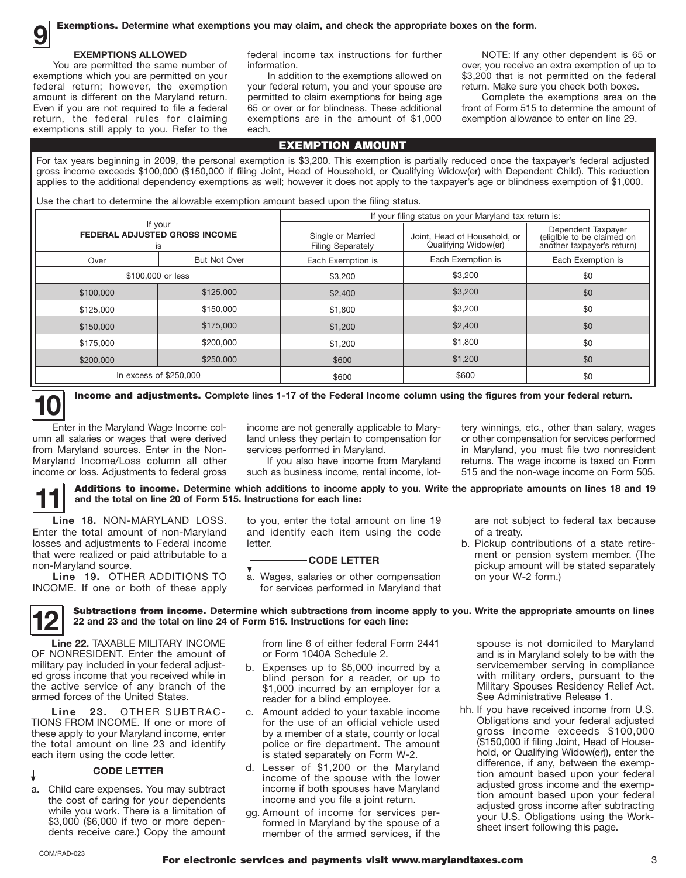## 9 Exemptions. Determine what exemptions you may claim, and check the appropriate boxes on the form.

### EXEMPTIONS ALLOWED

You are permitted the same number of exemptions which you are permitted on your federal return; however, the exemption amount is different on the Maryland return. Even if you are not required to file a federal return, the federal rules for claiming exemptions still apply to you. Refer to the federal income tax instructions for further information.

In addition to the exemptions allowed on your federal return, you and your spouse are permitted to claim exemptions for being age 65 or over or for blindness. These additional exemptions are in the amount of $1,000 each.

NOTE: If any other dependent is 65 or over, you receive an extra exemption of up to $3,200 that is not permitted on the federal return. Make sure you check both boxes.

Complete the exemptions area on the front of Form 515 to determine the amount of exemption allowance to enter on line 29.

### EXEMPTION AMOUNT

For tax years beginning in 2009, the personal exemption is $3,200. This exemption is partially reduced once the taxpayer's federal adjusted gross income exceeds $100,000 ($150,000 if filing Joint, Head of Household, or Qualifying Widow(er) with Dependent Child). This reduction applies to the additional dependency exemptions as well; however it does not apply to the taxpayer's age or blindness exemption of $1,000.

Use the chart to determine the allowable exemption amount based upon the filing status.

| If your FEDERAL ADJUSTED GROSS INCOME is | | If your filing status on your Maryland tax return is: | | |
|---|---|---|---|---|
| | | Single or Married Filing Separately | Joint, Head of Household, or Qualifying Widow(er) | Dependent Taxpayer (eligible to be claimed on another taxpayer's return) |
| Over | But Not Over | Each Exemption is | Each Exemption is | Each Exemption is |
| $100,000 or less | | $3,200 | $3,200 | $0 |
| $100,000 | $125,000 | $2,400 | $3,200 | $0 |
| $125,000 | $150,000 | $1,800 | $3,200 | $0 |
| $150,000 | $175,000 | $1,200 | $2,400 | $0 |
| $175,000 | $200,000 | $1,200 | $1,800 | $0 |
| $200,000 | $250,000 | $600 | $1,200 | $0 |
| In excess of $250,000 | | $600 | $600 | $0 |

## 10 Income and adjustments. Complete lines 1-17 of the Federal Income column using the figures from your federal return.

Enter in the Maryland Wage Income column all salaries or wages that were derived from Maryland sources. Enter in the Non-Maryland Income/Loss column all other income or loss. Adjustments to federal gross income are not generally applicable to Maryland unless they pertain to compensation for services performed in Maryland.

If you also have income from Maryland such as business income, rental income, lottery winnings, etc., other than salary, wages or other compensation for services performed in Maryland, you must file two nonresident returns. The wage income is taxed on Form 515 and the non-wage income on Form 505.

## 11 Additions to income. Determine which additions to income apply to you. Write the appropriate amounts on lines 18 and 19 and the total on line 20 of Form 515. Instructions for each line:

**Line 18.** NON-MARYLAND LOSS. Enter the total amount of non-Maryland losses and adjustments to Federal income that were realized or paid attributable to a non-Maryland source.

**Line 19.** OTHER ADDITIONS TO INCOME. If one or both of these apply to you, enter the total amount on line 19 and identify each item using the code letter.

**CODE LETTER**

a. Wages, salaries or other compensation for services performed in Maryland that are not subject to federal tax because of a treaty.

b. Pickup contributions of a state retirement or pension system member. (The pickup amount will be stated separately on your W-2 form.)

## 12 Subtractions from income. Determine which subtractions from income apply to you. Write the appropriate amounts on lines 22 and 23 and the total on line 24 of Form 515. Instructions for each line:

**Line 22.** TAXABLE MILITARY INCOME OF NONRESIDENT. Enter the amount of military pay included in your federal adjusted gross income that you received while in the active service of any branch of the armed forces of the United States.

**Line 23.** OTHER SUBTRACTIONS FROM INCOME. If one or more of these apply to your Maryland income, enter the total amount on line 23 and identify each item using the code letter.

**CODE LETTER**

a. Child care expenses. You may subtract the cost of caring for your dependents while you work. There is a limitation of $3,000 ($6,000 if two or more dependents receive care.) Copy the amount from line 6 of either federal Form 2441 or Form 1040A Schedule 2.

b. Expenses up to $5,000 incurred by a blind person for a reader, or up to $1,000 incurred by an employer for a reader for a blind employee.

c. Amount added to your taxable income for the use of an official vehicle used by a member of a state, county or local police or fire department. The amount is stated separately on Form W-2.

d. Lesser of $1,200 or the Maryland income of the spouse with the lower income if both spouses have Maryland income and you file a joint return.

gg. Amount of income for services performed in Maryland by the spouse of a member of the armed services, if the spouse is not domiciled to Maryland and is in Maryland solely to be with the servicemember serving in compliance with military orders, pursuant to the Military Spouses Residency Relief Act. See Administrative Release 1.

hh. If you have received income from U.S. Obligations and your federal adjusted gross income exceeds $100,000 ($150,000 if filing Joint, Head of Household, or Qualifying Widow(er)), enter the difference, if any, between the exemption amount based upon your federal adjusted gross income and the exemption amount based upon your federal adjusted gross income after subtracting your U.S. Obligations using the Worksheet insert following this page.

COM/RAD-023

**For electronic services and payments visit www.marylandtaxes.com**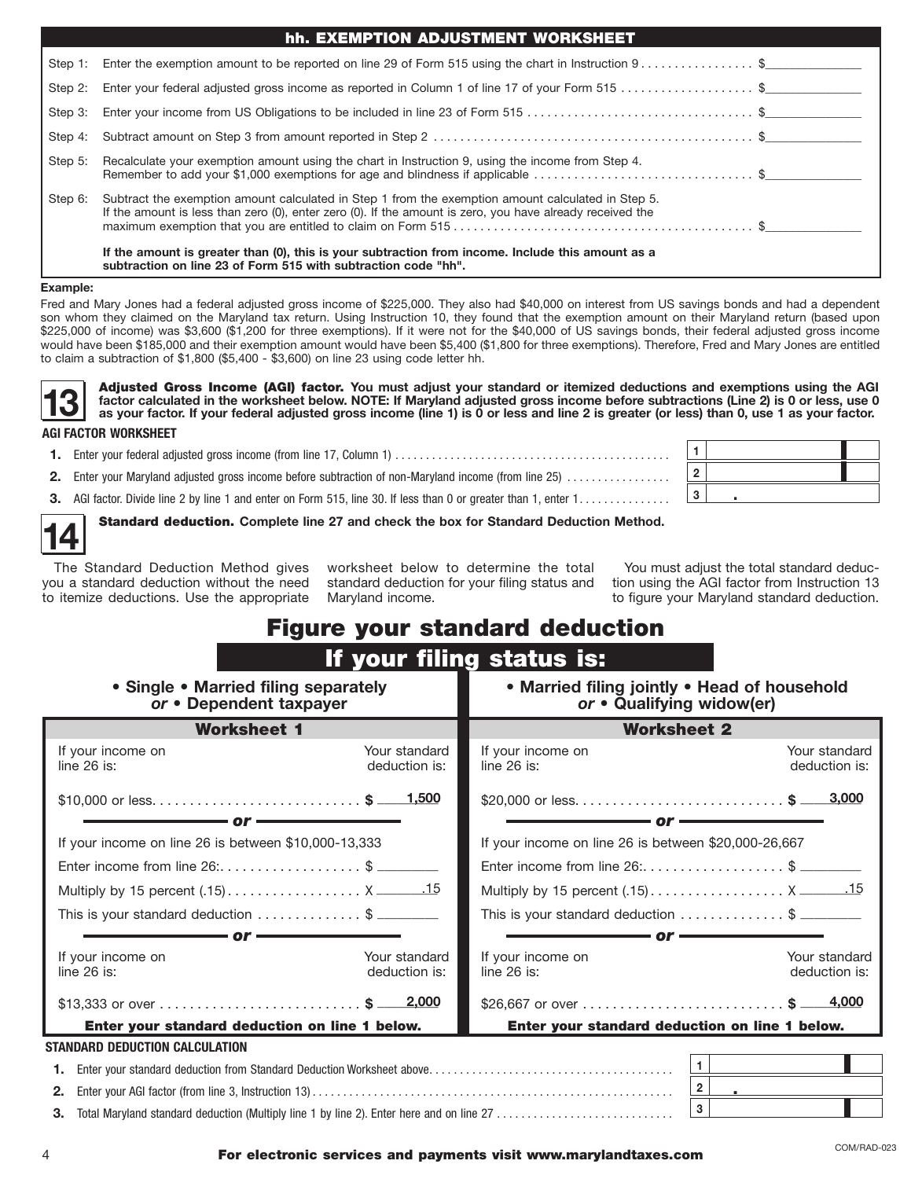## hh. EXEMPTION ADJUSTMENT WORKSHEET

| Step | Instruction | Amount |
|---|---|---|
| Step 1: | Enter the exemption amount to be reported on line 29 of Form 515 using the chart in Instruction 9 | $ |
| Step 2: | Enter your federal adjusted gross income as reported in Column 1 of line 17 of your Form 515 | $ |
| Step 3: | Enter your income from US Obligations to be included in line 23 of Form 515 | $ |
| Step 4: | Subtract amount on Step 3 from amount reported in Step 2 | $ |
| Step 5: | Recalculate your exemption amount using the chart in Instruction 9, using the income from Step 4. Remember to add your $1,000 exemptions for age and blindness if applicable | $ |
| Step 6: | Subtract the exemption amount calculated in Step 1 from the exemption amount calculated in Step 5. If the amount is less than zero (0), enter zero (0). If the amount is zero, you have already received the maximum exemption that you are entitled to claim on Form 515 | $ |

**If the amount is greater than (0), this is your subtraction from income. Include this amount as a subtraction on line 23 of Form 515 with subtraction code "hh".**

**Example:**

Fred and Mary Jones had a federal adjusted gross income of $225,000. They also had $40,000 on interest from US savings bonds and had a dependent son whom they claimed on the Maryland tax return. Using Instruction 10, they found that the exemption amount on their Maryland return (based upon $225,000 of income) was $3,600 ($1,200 for three exemptions). If it were not for the $40,000 of US savings bonds, their federal adjusted gross income would have been $185,000 and their exemption amount would have been $5,400 ($1,800 for three exemptions). Therefore, Fred and Mary Jones are entitled to claim a subtraction of $1,800 ($5,400 - $3,600) on line 23 using code letter hh.

## 13

**Adjusted Gross Income (AGI) factor. You must adjust your standard or itemized deductions and exemptions using the AGI factor calculated in the worksheet below. NOTE: If Maryland adjusted gross income before subtractions (Line 2) is 0 or less, use 0 as your factor. If your federal adjusted gross income (line 1) is 0 or less and line 2 is greater (or less) than 0, use 1 as your factor.**

**AGI FACTOR WORKSHEET**

1. Enter your federal adjusted gross income (from line 17, Column 1) .......... 1
2. Enter your Maryland adjusted gross income before subtraction of non-Maryland income (from line 25) .......... 2
3. AGI factor. Divide line 2 by line 1 and enter on Form 515, line 30. If less than 0 or greater than 1, enter 1 .......... 3 .

## 14

**Standard deduction. Complete line 27 and check the box for Standard Deduction Method.**

The Standard Deduction Method gives you a standard deduction without the need to itemize deductions. Use the appropriate worksheet below to determine the total standard deduction for your filing status and Maryland income.

You must adjust the total standard deduction using the AGI factor from Instruction 13 to figure your Maryland standard deduction.

# Figure your standard deduction

## If your filing status is:

### • Single • Married filing separately *or* • Dependent taxpayer

**Worksheet 1**

| If your income on line 26 is: | Your standard deduction is: |
|---|---|
| $10,000 or less | $ 1,500 |

— or —

If your income on line 26 is between $10,000-13,333

Enter income from line 26: $ ______

Multiply by 15 percent (.15) X .15

This is your standard deduction $ ______

— or —

| If your income on line 26 is: | Your standard deduction is: |
|---|---|
| $13,333 or over | $ 2,000 |

**Enter your standard deduction on line 1 below.**

### • Married filing jointly • Head of household *or* • Qualifying widow(er)

**Worksheet 2**

| If your income on line 26 is: | Your standard deduction is: |
|---|---|
| $20,000 or less | $ 3,000 |

— or —

If your income on line 26 is between $20,000-26,667

Enter income from line 26: $ ______

Multiply by 15 percent (.15) X .15

This is your standard deduction $ ______

— or —

| If your income on line 26 is: | Your standard deduction is: |
|---|---|
| $26,667 or over | $ 4,000 |

**Enter your standard deduction on line 1 below.**

**STANDARD DEDUCTION CALCULATION**

1. Enter your standard deduction from Standard Deduction Worksheet above .......... 1
2. Enter your AGI factor (from line 3, Instruction 13) .......... 2 .
3. Total Maryland standard deduction (Multiply line 1 by line 2). Enter here and on line 27 .......... 3

**For electronic services and payments visit www.marylandtaxes.com**

COM/RAD-023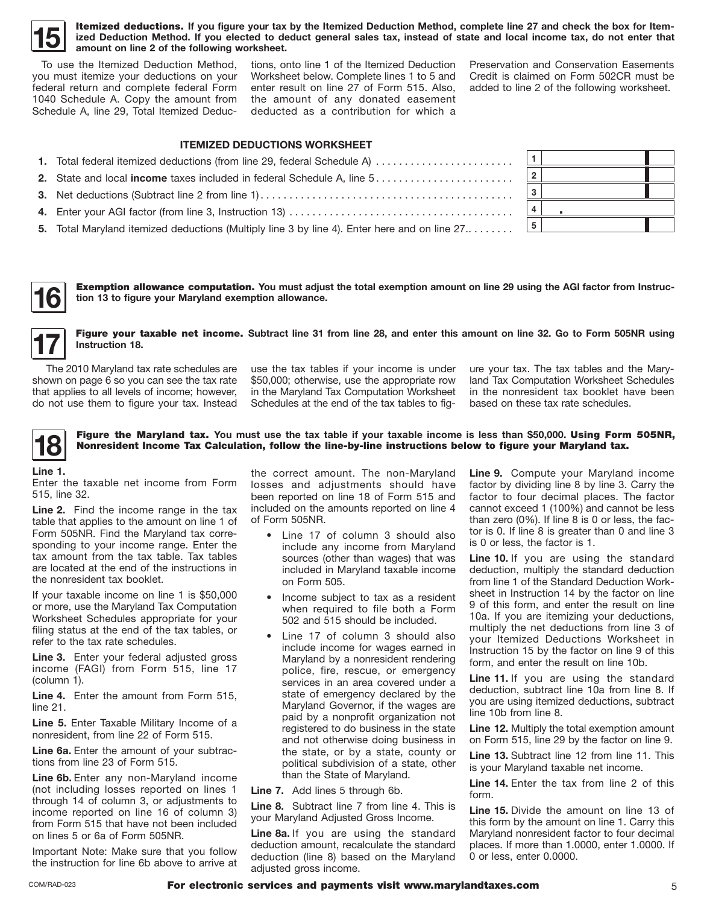## 15 Itemized deductions.

**If you figure your tax by the Itemized Deduction Method, complete line 27 and check the box for Itemized Deduction Method. If you elected to deduct general sales tax, instead of state and local income tax, do not enter that amount on line 2 of the following worksheet.**

To use the Itemized Deduction Method, you must itemize your deductions on your federal return and complete federal Form 1040 Schedule A. Copy the amount from Schedule A, line 29, Total Itemized Deductions, onto line 1 of the Itemized Deduction Worksheet below. Complete lines 1 to 5 and enter result on line 27 of Form 515. Also, the amount of any donated easement deducted as a contribution for which a Preservation and Conservation Easements Credit is claimed on Form 502CR must be added to line 2 of the following worksheet.

### ITEMIZED DEDUCTIONS WORKSHEET

| | | | |
|---|---|---|---|
| **1.** | Total federal itemized deductions (from line 29, federal Schedule A) | 1 | |
| **2.** | State and local **income** taxes included in federal Schedule A, line 5 | 2 | |
| **3.** | Net deductions (Subtract line 2 from line 1) | 3 | |
| **4.** | Enter your AGI factor (from line 3, Instruction 13) | 4 | . |
| **5.** | Total Maryland itemized deductions (Multiply line 3 by line 4). Enter here and on line 27. | 5 | |

## 16 Exemption allowance computation.

**You must adjust the total exemption amount on line 29 using the AGI factor from Instruction 13 to figure your Maryland exemption allowance.**

## 17 Figure your taxable net income.

**Subtract line 31 from line 28, and enter this amount on line 32. Go to Form 505NR using Instruction 18.**

The 2010 Maryland tax rate schedules are shown on page 6 so you can see the tax rate that applies to all levels of income; however, do not use them to figure your tax. Instead use the tax tables if your income is under $50,000; otherwise, use the appropriate row in the Maryland Tax Computation Worksheet Schedules at the end of the tax tables to figure your tax. The tax tables and the Maryland Tax Computation Worksheet Schedules in the nonresident tax booklet have been based on these tax rate schedules.

## 18 Figure the Maryland tax.

**You must use the tax table if your taxable income is less than $50,000. Using Form 505NR, Nonresident Income Tax Calculation, follow the line-by-line instructions below to figure your Maryland tax.**

**Line 1.**
Enter the taxable net income from Form 515, line 32.

**Line 2.** Find the income range in the tax table that applies to the amount on line 1 of Form 505NR. Find the Maryland tax corresponding to your income range. Enter the tax amount from the tax table. Tax tables are located at the end of the instructions in the nonresident tax booklet.

If your taxable income on line 1 is $50,000 or more, use the Maryland Tax Computation Worksheet Schedules appropriate for your filing status at the end of the tax tables, or refer to the tax rate schedules.

**Line 3.** Enter your federal adjusted gross income (FAGI) from Form 515, line 17 (column 1).

**Line 4.** Enter the amount from Form 515, line 21.

**Line 5.** Enter Taxable Military Income of a nonresident, from line 22 of Form 515.

**Line 6a.** Enter the amount of your subtractions from line 23 of Form 515.

**Line 6b.** Enter any non-Maryland income (not including losses reported on lines 1 through 14 of column 3, or adjustments to income reported on line 16 of column 3) from Form 515 that have not been included on lines 5 or 6a of Form 505NR.

Important Note: Make sure that you follow the instruction for line 6b above to arrive at the correct amount. The non-Maryland losses and adjustments should have been reported on line 18 of Form 515 and included on the amounts reported on line 4 of Form 505NR.

- Line 17 of column 3 should also include any income from Maryland sources (other than wages) that was included in Maryland taxable income on Form 505.
- Income subject to tax as a resident when required to file both a Form 502 and 515 should be included.
- Line 17 of column 3 should also include income for wages earned in Maryland by a nonresident rendering police, fire, rescue, or emergency services in an area covered under a state of emergency declared by the Maryland Governor, if the wages are paid by a nonprofit organization not registered to do business in the state and not otherwise doing business in the state, or by a state, county or political subdivision of a state, other than the State of Maryland.

**Line 7.** Add lines 5 through 6b.

**Line 8.** Subtract line 7 from line 4. This is your Maryland Adjusted Gross Income.

**Line 8a.** If you are using the standard deduction amount, recalculate the standard deduction (line 8) based on the Maryland adjusted gross income.

**Line 9.** Compute your Maryland income factor by dividing line 8 by line 3. Carry the factor to four decimal places. The factor cannot exceed 1 (100%) and cannot be less than zero (0%). If line 8 is 0 or less, the factor is 0. If line 8 is greater than 0 and line 3 is 0 or less, the factor is 1.

**Line 10.** If you are using the standard deduction, multiply the standard deduction from line 1 of the Standard Deduction Worksheet in Instruction 14 by the factor on line 9 of this form, and enter the result on line 10a. If you are itemizing your deductions, multiply the net deductions from line 3 of your Itemized Deductions Worksheet in Instruction 15 by the factor on line 9 of this form, and enter the result on line 10b.

**Line 11.** If you are using the standard deduction, subtract line 10a from line 8. If you are using itemized deductions, subtract line 10b from line 8.

**Line 12.** Multiply the total exemption amount on Form 515, line 29 by the factor on line 9.

**Line 13.** Subtract line 12 from line 11. This is your Maryland taxable net income.

**Line 14.** Enter the tax from line 2 of this form.

**Line 15.** Divide the amount on line 13 of this form by the amount on line 1. Carry this Maryland nonresident factor to four decimal places. If more than 1.0000, enter 1.0000. If 0 or less, enter 0.0000.

**For electronic services and payments visit www.marylandtaxes.com**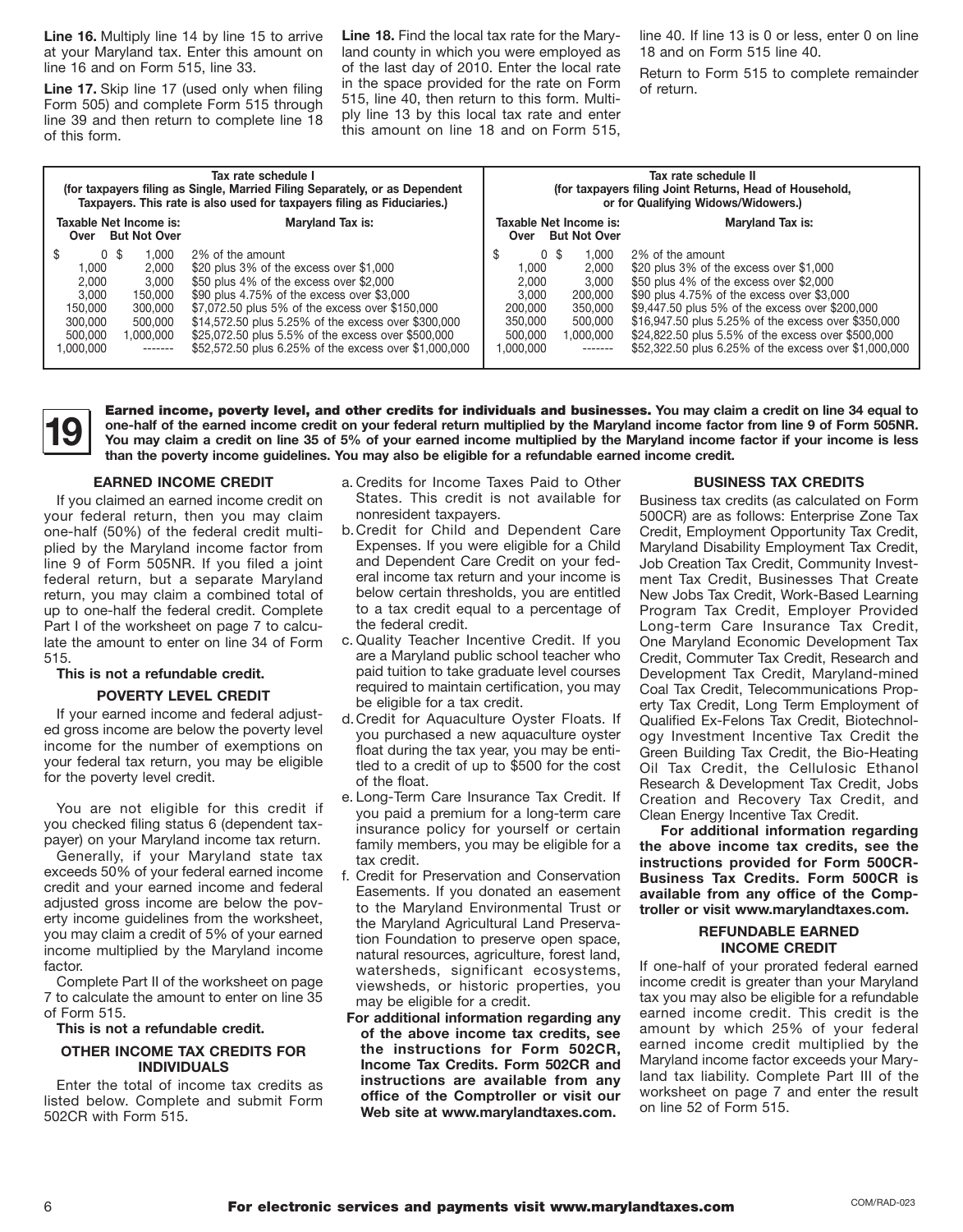**Line 16.** Multiply line 14 by line 15 to arrive at your Maryland tax. Enter this amount on line 16 and on Form 515, line 33.

**Line 17.** Skip line 17 (used only when filing Form 505) and complete Form 515 through line 39 and then return to complete line 18 of this form.

**Line 18.** Find the local tax rate for the Maryland county in which you were employed as of the last day of 2010. Enter the local rate in the space provided for the rate on Form 515, line 40, then return to this form. Multiply line 13 by this local tax rate and enter this amount on line 18 and on Form 515, line 40. If line 13 is 0 or less, enter 0 on line 18 and on Form 515 line 40.

Return to Form 515 to complete remainder of return.

**Tax rate schedule I**
**(for taxpayers filing as Single, Married Filing Separately, or as Dependent Taxpayers. This rate is also used for taxpayers filing as Fiduciaries.)**

| Taxable Net Income is: Over | But Not Over | Maryland Tax is: |
|---|---|---|
| $ 0 | $ 1,000 | 2% of the amount |
| 1,000 | 2,000 | $20 plus 3% of the excess over $1,000 |
| 2,000 | 3,000 | $50 plus 4% of the excess over $2,000 |
| 3,000 | 150,000 | $90 plus 4.75% of the excess over $3,000 |
| 150,000 | 300,000 | $7,072.50 plus 5% of the excess over $150,000 |
| 300,000 | 500,000 | $14,572.50 plus 5.25% of the excess over $300,000 |
| 500,000 | 1,000,000 | $25,072.50 plus 5.5% of the excess over $500,000 |
| 1,000,000 | ------- | $52,572.50 plus 6.25% of the excess over $1,000,000 |

**Tax rate schedule II**
**(for taxpayers filing Joint Returns, Head of Household, or for Qualifying Widows/Widowers.)**

| Taxable Net Income is: Over | But Not Over | Maryland Tax is: |
|---|---|---|
| $ 0 | $ 1,000 | 2% of the amount |
| 1,000 | 2,000 | $20 plus 3% of the excess over $1,000 |
| 2,000 | 3,000 | $50 plus 4% of the excess over $2,000 |
| 3,000 | 200,000 | $90 plus 4.75% of the excess over $3,000 |
| 200,000 | 350,000 | $9,447.50 plus 5% of the excess over $200,000 |
| 350,000 | 500,000 | $16,947.50 plus 5.25% of the excess over $350,000 |
| 500,000 | 1,000,000 | $24,822.50 plus 5.5% of the excess over $500,000 |
| 1,000,000 | ------- | $52,322.50 plus 6.25% of the excess over $1,000,000 |

## 19

**Earned income, poverty level, and other credits for individuals and businesses. You may claim a credit on line 34 equal to one-half of the earned income credit on your federal return multiplied by the Maryland income factor from line 9 of Form 505NR. You may claim a credit on line 35 of 5% of your earned income multiplied by the Maryland income factor if your income is less than the poverty income guidelines. You may also be eligible for a refundable earned income credit.**

### EARNED INCOME CREDIT

If you claimed an earned income credit on your federal return, then you may claim one-half (50%) of the federal credit multiplied by the Maryland income factor from line 9 of Form 505NR. If you filed a joint federal return, but a separate Maryland return, you may claim a combined total of up to one-half the federal credit. Complete Part I of the worksheet on page 7 to calculate the amount to enter on line 34 of Form 515.

**This is not a refundable credit.**

### POVERTY LEVEL CREDIT

If your earned income and federal adjusted gross income are below the poverty level income for the number of exemptions on your federal tax return, you may be eligible for the poverty level credit.

You are not eligible for this credit if you checked filing status 6 (dependent taxpayer) on your Maryland income tax return.

Generally, if your Maryland state tax exceeds 50% of your federal earned income credit and your earned income and federal adjusted gross income are below the poverty income guidelines from the worksheet, you may claim a credit of 5% of your earned income multiplied by the Maryland income factor.

Complete Part II of the worksheet on page 7 to calculate the amount to enter on line 35 of Form 515.

**This is not a refundable credit.**

### OTHER INCOME TAX CREDITS FOR INDIVIDUALS

Enter the total of income tax credits as listed below. Complete and submit Form 502CR with Form 515.

a. Credits for Income Taxes Paid to Other States. This credit is not available for nonresident taxpayers.

b. Credit for Child and Dependent Care Expenses. If you were eligible for a Child and Dependent Care Credit on your federal income tax return and your income is below certain thresholds, you are entitled to a tax credit equal to a percentage of the federal credit.

c. Quality Teacher Incentive Credit. If you are a Maryland public school teacher who paid tuition to take graduate level courses required to maintain certification, you may be eligible for a tax credit.

d. Credit for Aquaculture Oyster Floats. If you purchased a new aquaculture oyster float during the tax year, you may be entitled to a credit of up to $500 for the cost of the float.

e. Long-Term Care Insurance Tax Credit. If you paid a premium for a long-term care insurance policy for yourself or certain family members, you may be eligible for a tax credit.

f. Credit for Preservation and Conservation Easements. If you donated an easement to the Maryland Environmental Trust or the Maryland Agricultural Land Preservation Foundation to preserve open space, natural resources, agriculture, forest land, watersheds, significant ecosystems, viewsheds, or historic properties, you may be eligible for a credit.

**For additional information regarding any of the above income tax credits, see the instructions for Form 502CR, Income Tax Credits. Form 502CR and instructions are available from any office of the Comptroller or visit our Web site at www.marylandtaxes.com.**

### BUSINESS TAX CREDITS

Business tax credits (as calculated on Form 500CR) are as follows: Enterprise Zone Tax Credit, Employment Opportunity Tax Credit, Maryland Disability Employment Tax Credit, Job Creation Tax Credit, Community Investment Tax Credit, Businesses That Create New Jobs Tax Credit, Work-Based Learning Program Tax Credit, Employer Provided Long-term Care Insurance Tax Credit, One Maryland Economic Development Tax Credit, Commuter Tax Credit, Research and Development Tax Credit, Maryland-mined Coal Tax Credit, Telecommunications Property Tax Credit, Long Term Employment of Qualified Ex-Felons Tax Credit, Biotechnology Investment Incentive Tax Credit the Green Building Tax Credit, the Bio-Heating Oil Tax Credit, the Cellulosic Ethanol Research & Development Tax Credit, Jobs Creation and Recovery Tax Credit, and Clean Energy Incentive Tax Credit.

**For additional information regarding the above income tax credits, see the instructions provided for Form 500CR-Business Tax Credits. Form 500CR is available from any office of the Comptroller or visit www.marylandtaxes.com.**

### REFUNDABLE EARNED INCOME CREDIT

If one-half of your prorated federal earned income credit is greater than your Maryland tax you may also be eligible for a refundable earned income credit. This credit is the amount by which 25% of your federal earned income credit multiplied by the Maryland income factor exceeds your Maryland tax liability. Complete Part III of the worksheet on page 7 and enter the result on line 52 of Form 515.

**For electronic services and payments visit www.marylandtaxes.com**

COM/RAD-023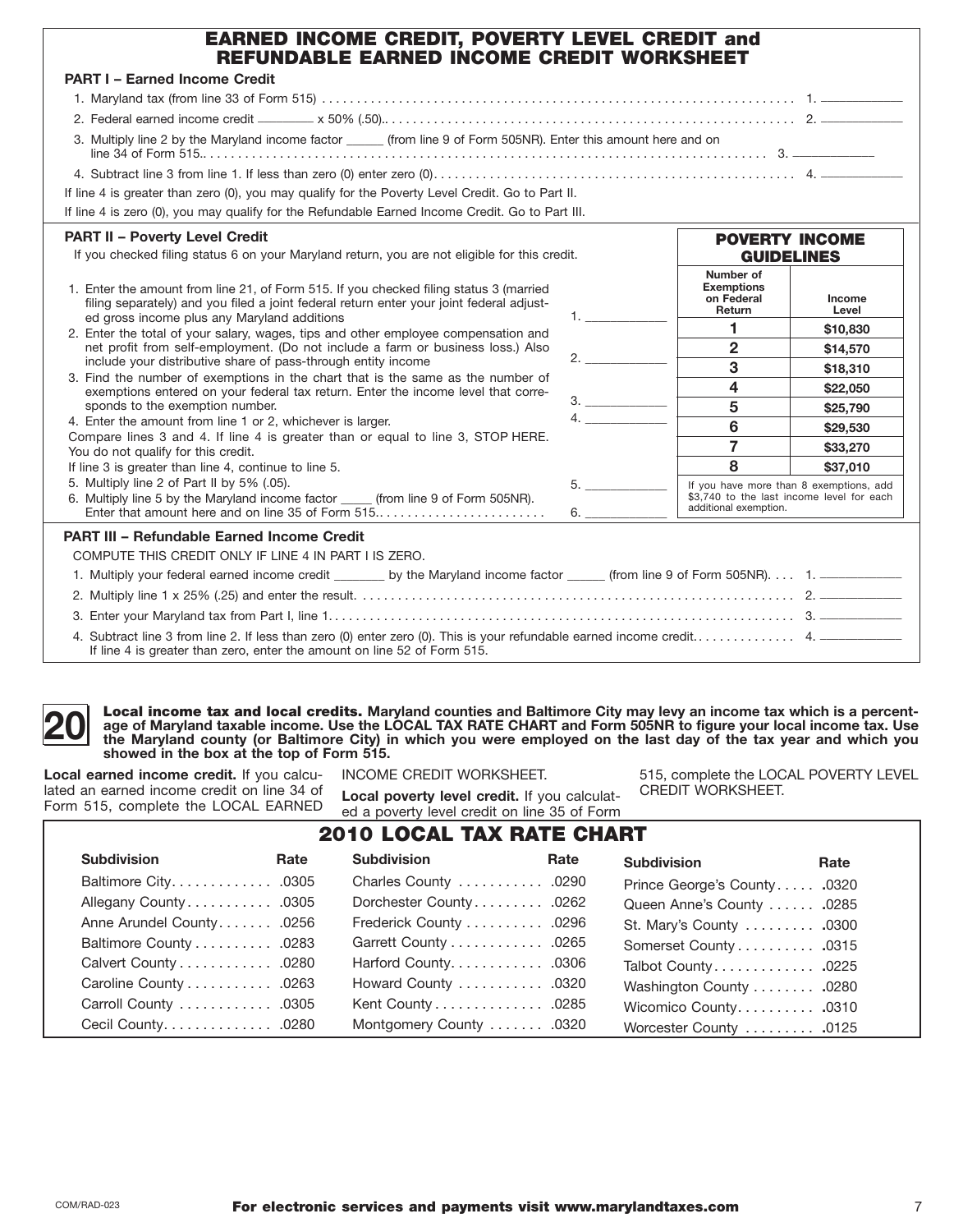# EARNED INCOME CREDIT, POVERTY LEVEL CREDIT and REFUNDABLE EARNED INCOME CREDIT WORKSHEET

**PART I – Earned Income Credit**

1. Maryland tax (from line 33 of Form 515) . . . . . . . . . . . . . . . . . . . . . . . . . . . . . . . . . . . . . . . . . . . . . . . . . . . . . . . . . . . . . . . . . . . . 1. ____________
2. Federal earned income credit ________ x 50% (.50). . . . . . . . . . . . . . . . . . . . . . . . . . . . . . . . . . . . . . . . . . . . . . . . . . . . . . . . . . . 2. ____________
3. Multiply line 2 by the Maryland income factor _____ (from line 9 of Form 505NR). Enter this amount here and on line 34 of Form 515. . . . . . . . . . . . . . . . . . . . . . . . . . . . . . . . . . . . . . . . . . . . . . . . . . . . . . . . . . . . . . . . . . . . . . . . . . . . . . . . . 3. ____________
4. Subtract line 3 from line 1. If less than zero (0) enter zero (0). . . . . . . . . . . . . . . . . . . . . . . . . . . . . . . . . . . . . . . . . . . . . . . . . . . . . 4. ____________

If line 4 is greater than zero (0), you may qualify for the Poverty Level Credit. Go to Part II.

If line 4 is zero (0), you may qualify for the Refundable Earned Income Credit. Go to Part III.

**PART II – Poverty Level Credit**

If you checked filing status 6 on your Maryland return, you are not eligible for this credit.

1. Enter the amount from line 21, of Form 515. If you checked filing status 3 (married filing separately) and you filed a joint federal return enter your joint federal adjusted gross income plus any Maryland additions 1. ____________
2. Enter the total of your salary, wages, tips and other employee compensation and net profit from self-employment. (Do not include a farm or business loss.) Also include your distributive share of pass-through entity income 2. ____________
3. Find the number of exemptions in the chart that is the same as the number of exemptions entered on your federal tax return. Enter the income level that corresponds to the exemption number. 3. ____________
4. Enter the amount from line 1 or 2, whichever is larger. 4. ____________

Compare lines 3 and 4. If line 4 is greater than or equal to line 3, STOP HERE. You do not qualify for this credit.

If line 3 is greater than line 4, continue to line 5.

5. Multiply line 2 of Part II by 5% (.05). 5. ____________
6. Multiply line 5 by the Maryland income factor _____ (from line 9 of Form 505NR). Enter that amount here and on line 35 of Form 515. . . . . . . . . . . . . . . . . . . . . . . . 6. ____________

**POVERTY INCOME GUIDELINES**

| Number of Exemptions on Federal Return | Income Level |
|---|---|
| 1 | $10,830 |
| 2 | $14,570 |
| 3 | $18,310 |
| 4 | $22,050 |
| 5 | $25,790 |
| 6 | $29,530 |
| 7 | $33,270 |
| 8 | $37,010 |

If you have more than 8 exemptions, add $3,740 to the last income level for each additional exemption.

**PART III – Refundable Earned Income Credit**

COMPUTE THIS CREDIT ONLY IF LINE 4 IN PART I IS ZERO.

1. Multiply your federal earned income credit _______ by the Maryland income factor _____ (from line 9 of Form 505NR). . . . 1. ____________
2. Multiply line 1 x 25% (.25) and enter the result. . . . . . . . . . . . . . . . . . . . . . . . . . . . . . . . . . . . . . . . . . . . . . . . . . . . . . . . . . . . . . . 2. ____________
3. Enter your Maryland tax from Part I, line 1. . . . . . . . . . . . . . . . . . . . . . . . . . . . . . . . . . . . . . . . . . . . . . . . . . . . . . . . . . . . . . . . . . . 3. ____________
4. Subtract line 3 from line 2. If less than zero (0) enter zero (0). This is your refundable earned income credit. . . . . . . . . . . . . . . 4. ____________
   If line 4 is greater than zero, enter the amount on line 52 of Form 515.

## 20

**Local income tax and local credits. Maryland counties and Baltimore City may levy an income tax which is a percentage of Maryland taxable income. Use the LOCAL TAX RATE CHART and Form 505NR to figure your local income tax. Use the Maryland county (or Baltimore City) in which you were employed on the last day of the tax year and which you showed in the box at the top of Form 515.**

**Local earned income credit.** If you calculated an earned income credit on line 34 of Form 515, complete the LOCAL EARNED INCOME CREDIT WORKSHEET.

**Local poverty level credit.** If you calculated a poverty level credit on line 35 of Form 515, complete the LOCAL POVERTY LEVEL CREDIT WORKSHEET.

## 2010 LOCAL TAX RATE CHART

| Subdivision | Rate | Subdivision | Rate | Subdivision | Rate |
|---|---|---|---|---|---|
| Baltimore City | .0305 | Charles County | .0290 | Prince George's County | .0320 |
| Allegany County | .0305 | Dorchester County | .0262 | Queen Anne's County | .0285 |
| Anne Arundel County | .0256 | Frederick County | .0296 | St. Mary's County | .0300 |
| Baltimore County | .0283 | Garrett County | .0265 | Somerset County | .0315 |
| Calvert County | .0280 | Harford County | .0306 | Talbot County | .0225 |
| Caroline County | .0263 | Howard County | .0320 | Washington County | .0280 |
| Carroll County | .0305 | Kent County | .0285 | Wicomico County | .0310 |
| Cecil County | .0280 | Montgomery County | .0320 | Worcester County | .0125 |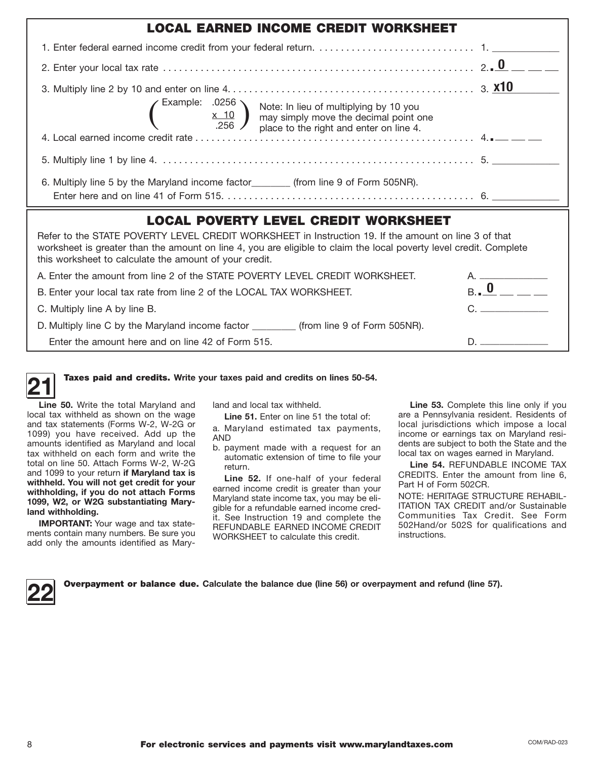## LOCAL EARNED INCOME CREDIT WORKSHEET

1. Enter federal earned income credit from your federal return. . . . . . . . . . . . . . . . . . . . . . . . . . . . . . 1. ____________

2. Enter your local tax rate . . . . . . . . . . . . . . . . . . . . . . . . . . . . . . . . . . . . . . . . . . . . . . . . . . . . . . . . . . 2. **.0** ___ ___ ___

3. Multiply line 2 by 10 and enter on line 4. . . . . . . . . . . . . . . . . . . . . . . . . . . . . . . . . . . . . . . . . . . . . 3. **x10**

( Example: .0256 x 10 = .256 ) Note: In lieu of multiplying by 10 you may simply move the decimal point one place to the right and enter on line 4.

4. Local earned income credit rate . . . . . . . . . . . . . . . . . . . . . . . . . . . . . . . . . . . . . . . . . . . . . . . . . . . 4. .___ ___ ___

5. Multiply line 1 by line 4. . . . . . . . . . . . . . . . . . . . . . . . . . . . . . . . . . . . . . . . . . . . . . . . . . . . . . . . . . 5. ____________

6. Multiply line 5 by the Maryland income factor_______ (from line 9 of Form 505NR).
   Enter here and on line 41 of Form 515. . . . . . . . . . . . . . . . . . . . . . . . . . . . . . . . . . . . . . . . . . . . . . . 6. ____________

## LOCAL POVERTY LEVEL CREDIT WORKSHEET

Refer to the STATE POVERTY LEVEL CREDIT WORKSHEET in Instruction 19. If the amount on line 3 of that worksheet is greater than the amount on line 4, you are eligible to claim the local poverty level credit. Complete this worksheet to calculate the amount of your credit.

A. Enter the amount from line 2 of the STATE POVERTY LEVEL CREDIT WORKSHEET. A. ____________

B. Enter your local tax rate from line 2 of the LOCAL TAX WORKSHEET. B. **.0** ___ ___ ___

C. Multiply line A by line B. C. ____________

D. Multiply line C by the Maryland income factor ________ (from line 9 of Form 505NR).
   Enter the amount here and on line 42 of Form 515. D. ____________

## 21 Taxes paid and credits. Write your taxes paid and credits on lines 50-54.

**Line 50.** Write the total Maryland and local tax withheld as shown on the wage and tax statements (Forms W-2, W-2G or 1099) you have received. Add up the amounts identified as Maryland and local tax withheld on each form and write the total on line 50. Attach Forms W-2, W-2G and 1099 to your return **if Maryland tax is withheld. You will not get credit for your withholding, if you do not attach Forms 1099, W2, or W2G substantiating Maryland withholding.**

**IMPORTANT:** Your wage and tax statements contain many numbers. Be sure you add only the amounts identified as Maryland and local tax withheld.

**Line 51.** Enter on line 51 the total of:

a. Maryland estimated tax payments, AND

b. payment made with a request for an automatic extension of time to file your return.

**Line 52.** If one-half of your federal earned income credit is greater than your Maryland state income tax, you may be eligible for a refundable earned income credit. See Instruction 19 and complete the REFUNDABLE EARNED INCOME CREDIT WORKSHEET to calculate this credit.

**Line 53.** Complete this line only if you are a Pennsylvania resident. Residents of local jurisdictions which impose a local income or earnings tax on Maryland residents are subject to both the State and the local tax on wages earned in Maryland.

**Line 54.** REFUNDABLE INCOME TAX CREDITS. Enter the amount from line 6, Part H of Form 502CR.

NOTE: HERITAGE STRUCTURE REHABILITATION TAX CREDIT and/or Sustainable Communities Tax Credit. See Form 502Hand/or 502S for qualifications and instructions.

## 22 Overpayment or balance due. Calculate the balance due (line 56) or overpayment and refund (line 57).

**For electronic services and payments visit www.marylandtaxes.com**

COM/RAD-023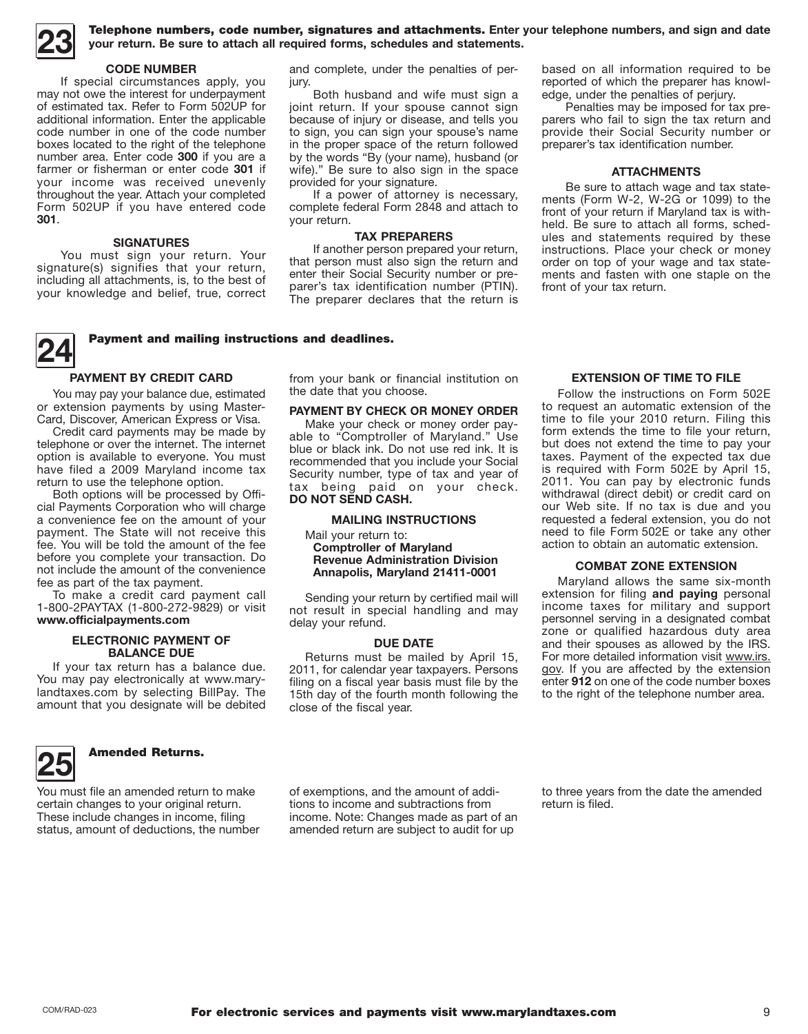## 23 Telephone numbers, code number, signatures and attachments.

**Enter your telephone numbers, and sign and date your return. Be sure to attach all required forms, schedules and statements.**

### CODE NUMBER

If special circumstances apply, you may not owe the interest for underpayment of estimated tax. Refer to Form 502UP for additional information. Enter the applicable code number in one of the code number boxes located to the right of the telephone number area. Enter code **300** if you are a farmer or fisherman or enter code **301** if your income was received unevenly throughout the year. Attach your completed Form 502UP if you have entered code **301**.

### SIGNATURES

You must sign your return. Your signature(s) signifies that your return, including all attachments, is, to the best of your knowledge and belief, true, correct and complete, under the penalties of perjury.

Both husband and wife must sign a joint return. If your spouse cannot sign because of injury or disease, and tells you to sign, you can sign your spouse's name in the proper space of the return followed by the words "By (your name), husband (or wife)." Be sure to also sign in the space provided for your signature.

If a power of attorney is necessary, complete federal Form 2848 and attach to your return.

### TAX PREPARERS

If another person prepared your return, that person must also sign the return and enter their Social Security number or preparer's tax identification number (PTIN). The preparer declares that the return is based on all information required to be reported of which the preparer has knowledge, under the penalties of perjury.

Penalties may be imposed for tax preparers who fail to sign the tax return and provide their Social Security number or preparer's tax identification number.

### ATTACHMENTS

Be sure to attach wage and tax statements (Form W-2, W-2G or 1099) to the front of your return if Maryland tax is withheld. Be sure to attach all forms, schedules and statements required by these instructions. Place your check or money order on top of your wage and tax statements and fasten with one staple on the front of your tax return.

## 24 Payment and mailing instructions and deadlines.

### PAYMENT BY CREDIT CARD

You may pay your balance due, estimated or extension payments by using MasterCard, Discover, American Express or Visa.

Credit card payments may be made by telephone or over the internet. The internet option is available to everyone. You must have filed a 2009 Maryland income tax return to use the telephone option.

Both options will be processed by Official Payments Corporation who will charge a convenience fee on the amount of your payment. The State will not receive this fee. You will be told the amount of the fee before you complete your transaction. Do not include the amount of the convenience fee as part of the tax payment.

To make a credit card payment call 1-800-2PAYTAX (1-800-272-9829) or visit **www.officialpayments.com**

### ELECTRONIC PAYMENT OF BALANCE DUE

If your tax return has a balance due. You may pay electronically at www.marylandtaxes.com by selecting BillPay. The amount that you designate will be debited from your bank or financial institution on the date that you choose.

### PAYMENT BY CHECK OR MONEY ORDER

Make your check or money order payable to "Comptroller of Maryland." Use blue or black ink. Do not use red ink. It is recommended that you include your Social Security number, type of tax and year of tax being paid on your check. **DO NOT SEND CASH.**

### MAILING INSTRUCTIONS

Mail your return to:
**Comptroller of Maryland**
**Revenue Administration Division**
**Annapolis, Maryland 21411-0001**

Sending your return by certified mail will not result in special handling and may delay your refund.

### DUE DATE

Returns must be mailed by April 15, 2011, for calendar year taxpayers. Persons filing on a fiscal year basis must file by the 15th day of the fourth month following the close of the fiscal year.

### EXTENSION OF TIME TO FILE

Follow the instructions on Form 502E to request an automatic extension of the time to file your 2010 return. Filing this form extends the time to file your return, but does not extend the time to pay your taxes. Payment of the expected tax due is required with Form 502E by April 15, 2011. You can pay by electronic funds withdrawal (direct debit) or credit card on our Web site. If no tax is due and you requested a federal extension, you do not need to file Form 502E or take any other action to obtain an automatic extension.

### COMBAT ZONE EXTENSION

Maryland allows the same six-month extension for filing **and paying** personal income taxes for military and support personnel serving in a designated combat zone or qualified hazardous duty area and their spouses as allowed by the IRS. For more detailed information visit www.irs.gov. If you are affected by the extension enter **912** on one of the code number boxes to the right of the telephone number area.

## 25 Amended Returns.

You must file an amended return to make certain changes to your original return. These include changes in income, filing status, amount of deductions, the number of exemptions, and the amount of additions to income and subtractions from income. Note: Changes made as part of an amended return are subject to audit for up to three years from the date the amended return is filed.